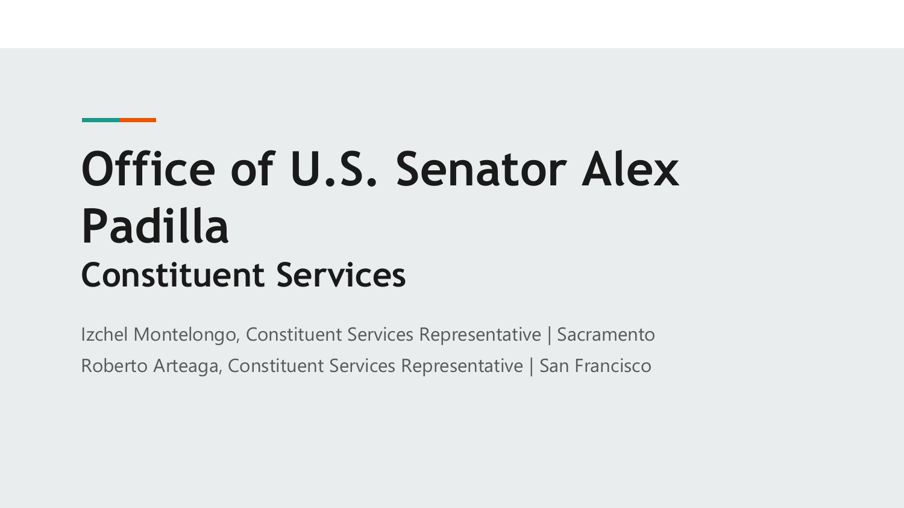# Office of U.S. Senator Alex Padilla

## Constituent Services

Izchel Montelongo, Constituent Services Representative | Sacramento

Roberto Arteaga, Constituent Services Representative | San Francisco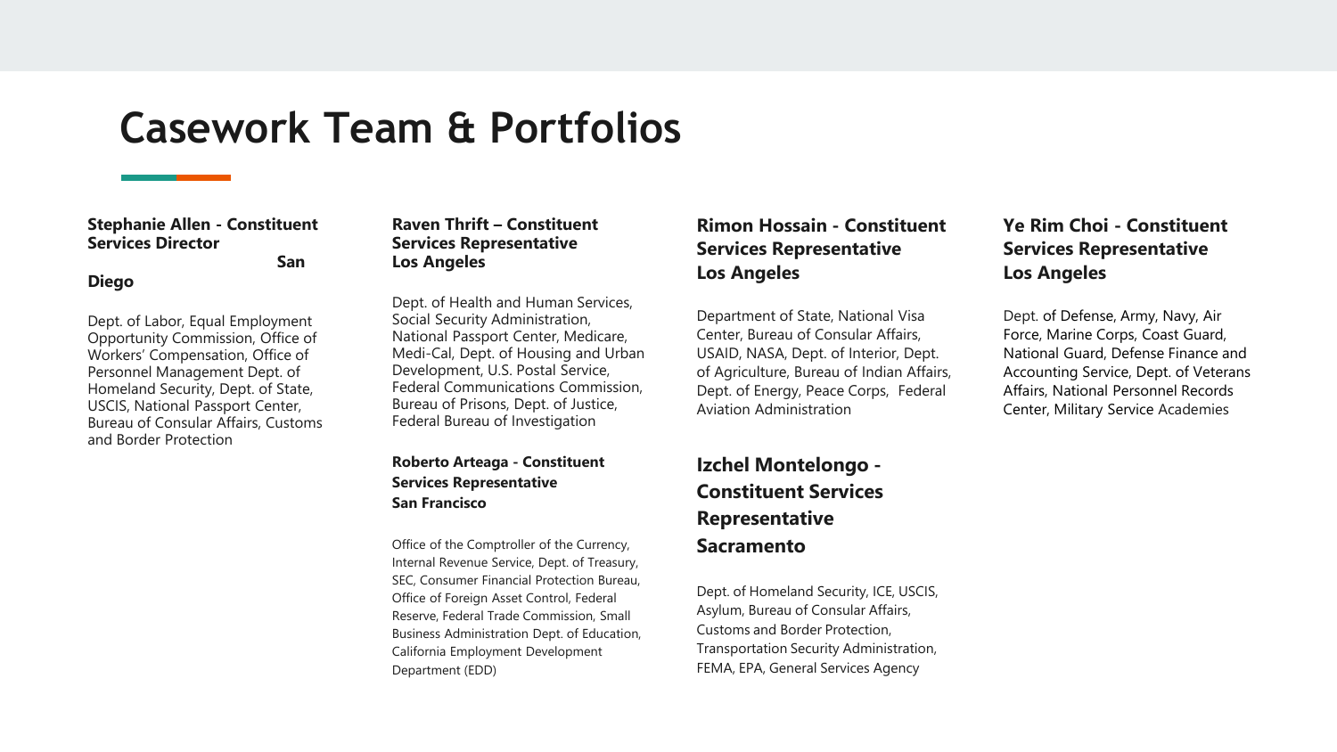# Casework Team & Portfolios

**Stephanie Allen - Constituent Services Director**
**San Diego**

Dept. of Labor, Equal Employment Opportunity Commission, Office of Workers' Compensation, Office of Personnel Management Dept. of Homeland Security, Dept. of State, USCIS, National Passport Center, Bureau of Consular Affairs, Customs and Border Protection

**Raven Thrift – Constituent Services Representative**
**Los Angeles**

Dept. of Health and Human Services, Social Security Administration, National Passport Center, Medicare, Medi-Cal, Dept. of Housing and Urban Development, U.S. Postal Service, Federal Communications Commission, Bureau of Prisons, Dept. of Justice, Federal Bureau of Investigation

**Roberto Arteaga - Constituent Services Representative**
**San Francisco**

Office of the Comptroller of the Currency, Internal Revenue Service, Dept. of Treasury, SEC, Consumer Financial Protection Bureau, Office of Foreign Asset Control, Federal Reserve, Federal Trade Commission, Small Business Administration Dept. of Education, California Employment Development Department (EDD)

**Rimon Hossain - Constituent Services Representative**
**Los Angeles**

Department of State, National Visa Center, Bureau of Consular Affairs, USAID, NASA, Dept. of Interior, Dept. of Agriculture, Bureau of Indian Affairs, Dept. of Energy, Peace Corps, Federal Aviation Administration

**Izchel Montelongo - Constituent Services Representative**
**Sacramento**

Dept. of Homeland Security, ICE, USCIS, Asylum, Bureau of Consular Affairs, Customs and Border Protection, Transportation Security Administration, FEMA, EPA, General Services Agency

**Ye Rim Choi - Constituent Services Representative**
**Los Angeles**

Dept. of Defense, Army, Navy, Air Force, Marine Corps, Coast Guard, National Guard, Defense Finance and Accounting Service, Dept. of Veterans Affairs, National Personnel Records Center, Military Service Academies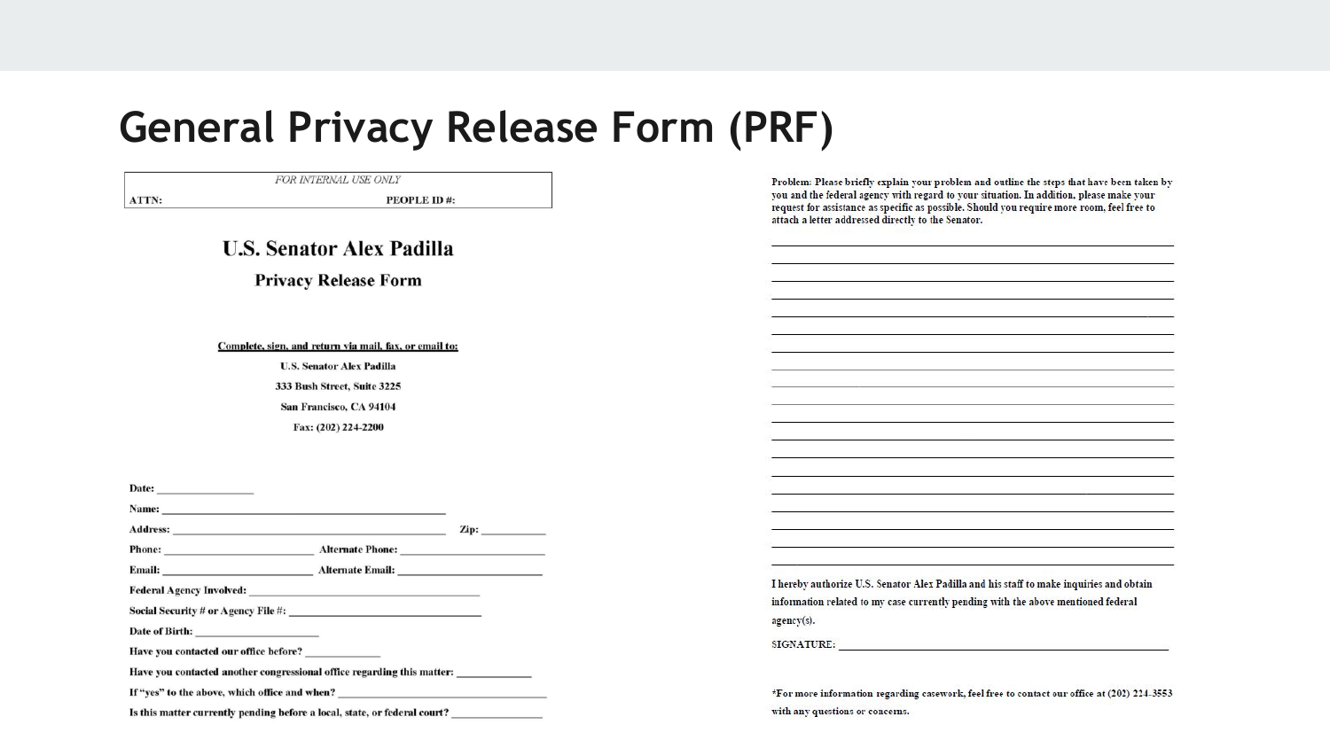# General Privacy Release Form (PRF)

| *FOR INTERNAL USE ONLY* | |
|---|---|
| **ATTN:** | **PEOPLE ID #:** |

## U.S. Senator Alex Padilla

### Privacy Release Form

**Complete, sign, and return via mail, fax, or email to:**

**U.S. Senator Alex Padilla**
**333 Bush Street, Suite 3225**
**San Francisco, CA 94104**
**Fax: (202) 224-2200**

**Date:** ________________

**Name:** ______________________________________________

**Address:** ______________________________________________ **Zip:** __________

**Phone:** ________________________ **Alternate Phone:** ________________________

**Email:** ________________________ **Alternate Email:** ________________________

**Federal Agency Involved:** ______________________________________

**Social Security # or Agency File #:** ______________________________

**Date of Birth:** ____________________

**Have you contacted our office before?** ____________

**Have you contacted another congressional office regarding this matter:** ____________

**If "yes" to the above, which office and when?** ______________________________

**Is this matter currently pending before a local, state, or federal court?** ______________

**Problem: Please briefly explain your problem and outline the steps that have been taken by you and the federal agency with regard to your situation. In addition, please make your request for assistance as specific as possible. Should you require more room, feel free to attach a letter addressed directly to the Senator.**

______________________________________________________________

______________________________________________________________

______________________________________________________________

______________________________________________________________

______________________________________________________________

______________________________________________________________

______________________________________________________________

______________________________________________________________

______________________________________________________________

______________________________________________________________

______________________________________________________________

______________________________________________________________

______________________________________________________________

______________________________________________________________

______________________________________________________________

______________________________________________________________

______________________________________________________________

______________________________________________________________

**I hereby authorize U.S. Senator Alex Padilla and his staff to make inquiries and obtain information related to my case currently pending with the above mentioned federal agency(s).**

**SIGNATURE:** ______________________________________________

**\*For more information regarding casework, feel free to contact our office at (202) 224-3553 with any questions or concerns.**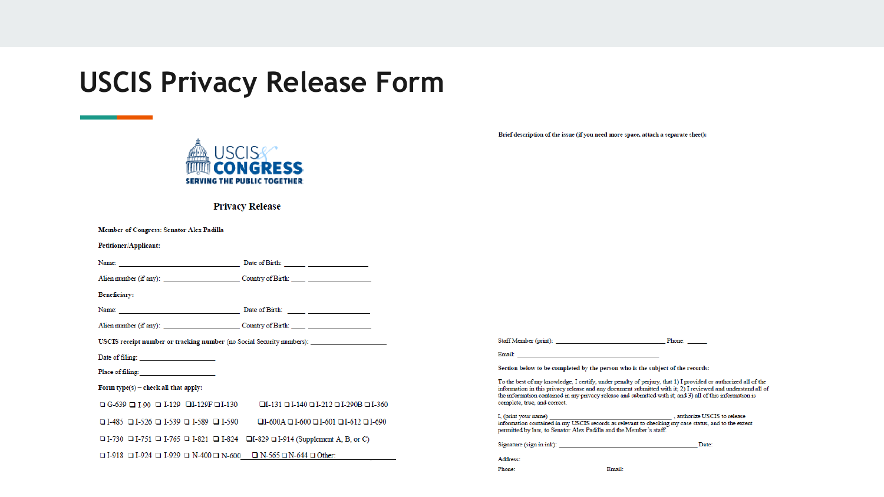# USCIS Privacy Release Form

USCIS & CONGRESS
SERVING THE PUBLIC TOGETHER

## Privacy Release

**Member of Congress: Senator Alex Padilla**

**Petitioner/Applicant:**

Name: ______________________ Date of Birth: _____ ______________

Alien number (if any): ______________ Country of Birth: ____ ______________

**Beneficiary:**

Name: ______________________ Date of Birth: _____ ______________

Alien number (if any): ______________ Country of Birth: ____ ______________

**USCIS receipt number or tracking number** (no Social Security numbers): ______________

Date of filing: ______________

Place of filing: ______________

**Form type(s) – check all that apply:**

❑ G-639 ❑ I-90 ❑ I-129 ❑I-129F ❑I-130 ❑I-131 ❑ I-140 ❑ I-212 ❑ I-290B ❑ I-360

❑ I-485 ❑ I-526 ❑ I-539 ❑ I-589 ❑ I-590 ❑I-600A ❑ I-600 ❑ I-601 ❑ I-612 ❑ I-690

❑ I-730 ❑ I-751 ❑ I-765 ❑ I-821 ❑ I-824 ❑I-829 ❑ I-914 (Supplement A, B, or C)

❑ I-918 ❑ I-924 ❑ I-929 ❑ N-400 ❑ N-600 ❑ N-565 ❑ N-644 ❑ Other: ______________

**Brief description of the issue (if you need more space, attach a separate sheet):**

Staff Member (print): ______________________ Phone: _____

Email: ______________________

**Section below to be completed by the person who is the subject of the records:**

To the best of my knowledge, I certify, under penalty of perjury, that 1) I provided or authorized all of the information in this privacy release and any document submitted with it; 2) I reviewed and understand all of the information contained in my privacy release and submitted with it; and 3) all of this information is complete, true, and correct.

I, (print your name) ______________________, authorize USCIS to release information contained in my USCIS records as relevant to checking my case status, and to the extent permitted by law, to Senator Alex Padilla and the Member's staff.

Signature (sign in ink): ______________________ Date:

Address:

Phone: Email: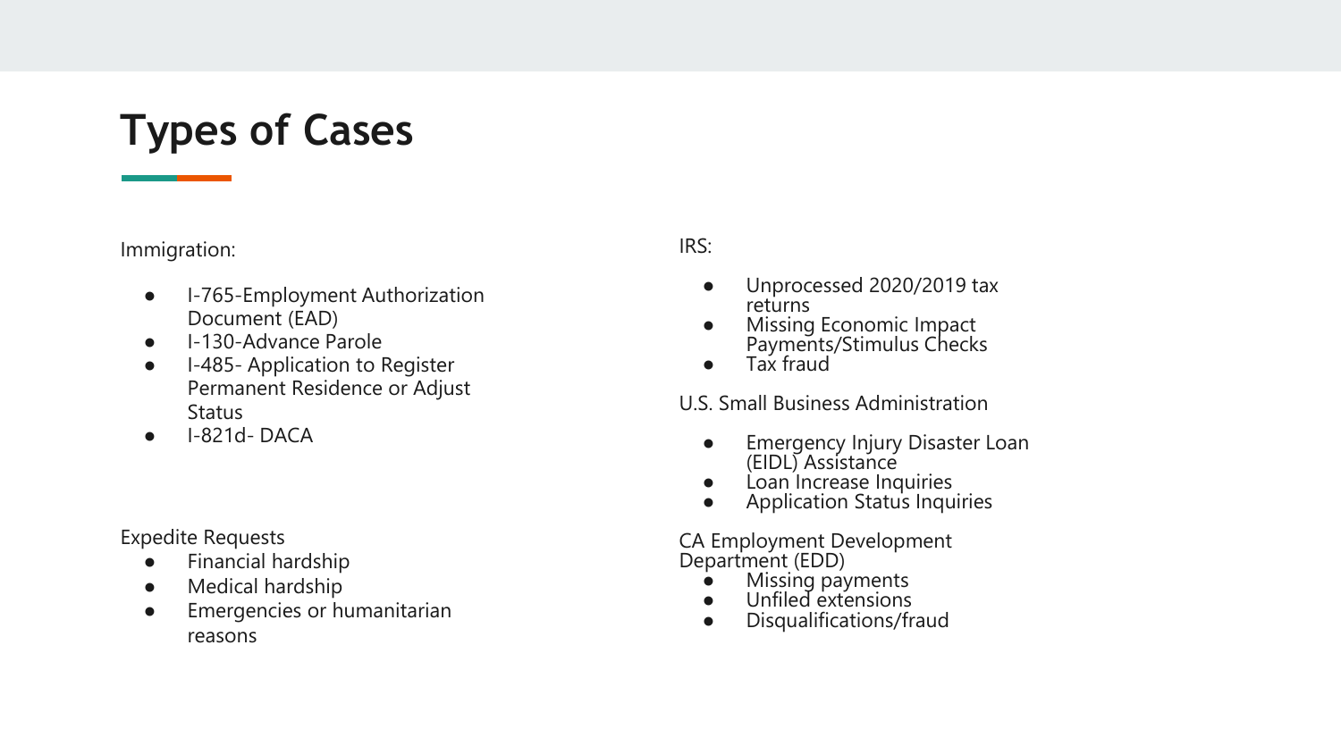# Types of Cases

Immigration:

- I-765-Employment Authorization Document (EAD)
- I-130-Advance Parole
- I-485- Application to Register Permanent Residence or Adjust Status
- I-821d- DACA

Expedite Requests

- Financial hardship
- Medical hardship
- Emergencies or humanitarian reasons

IRS:

- Unprocessed 2020/2019 tax returns
- Missing Economic Impact Payments/Stimulus Checks
- Tax fraud

U.S. Small Business Administration

- Emergency Injury Disaster Loan (EIDL) Assistance
- Loan Increase Inquiries
- Application Status Inquiries

CA Employment Development Department (EDD)

- Missing payments
- Unfiled extensions
- Disqualifications/fraud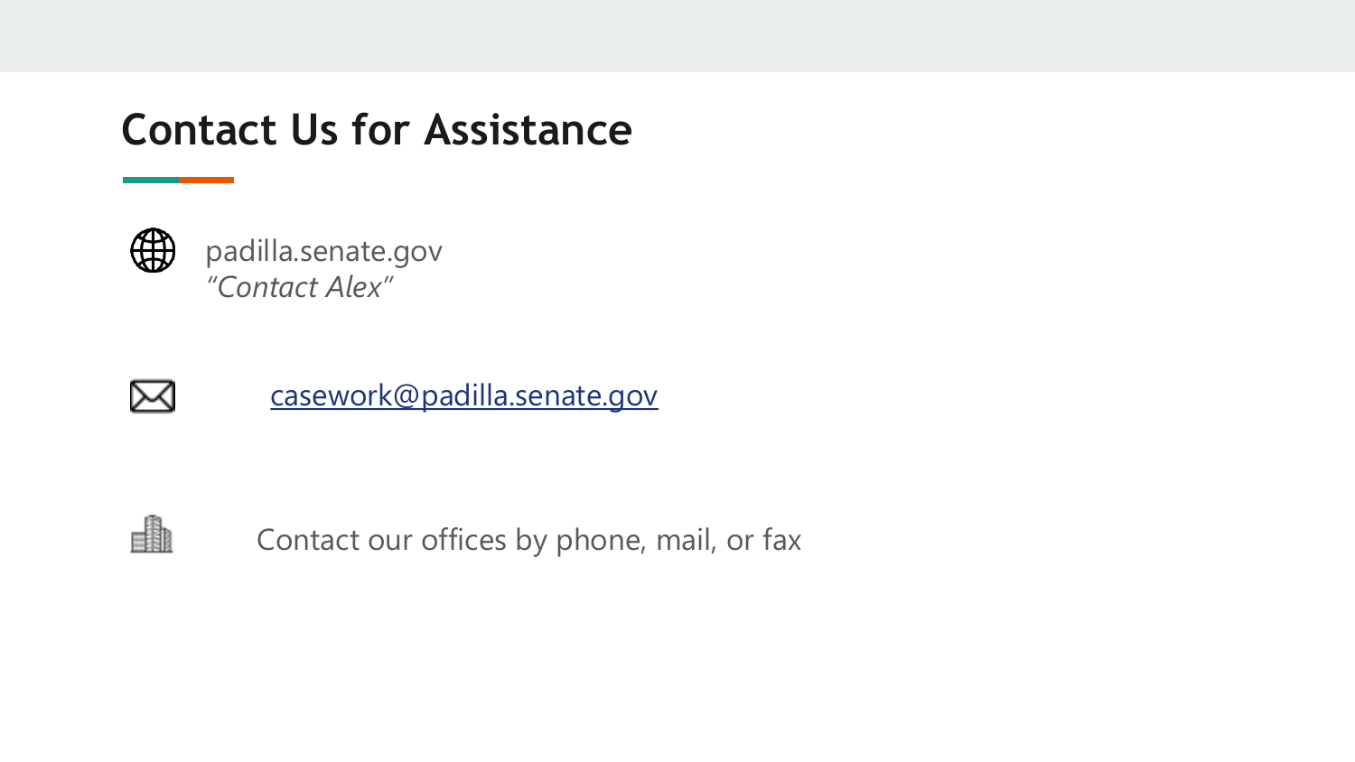# Contact Us for Assistance

padilla.senate.gov
*"Contact Alex"*

casework@padilla.senate.gov

Contact our offices by phone, mail, or fax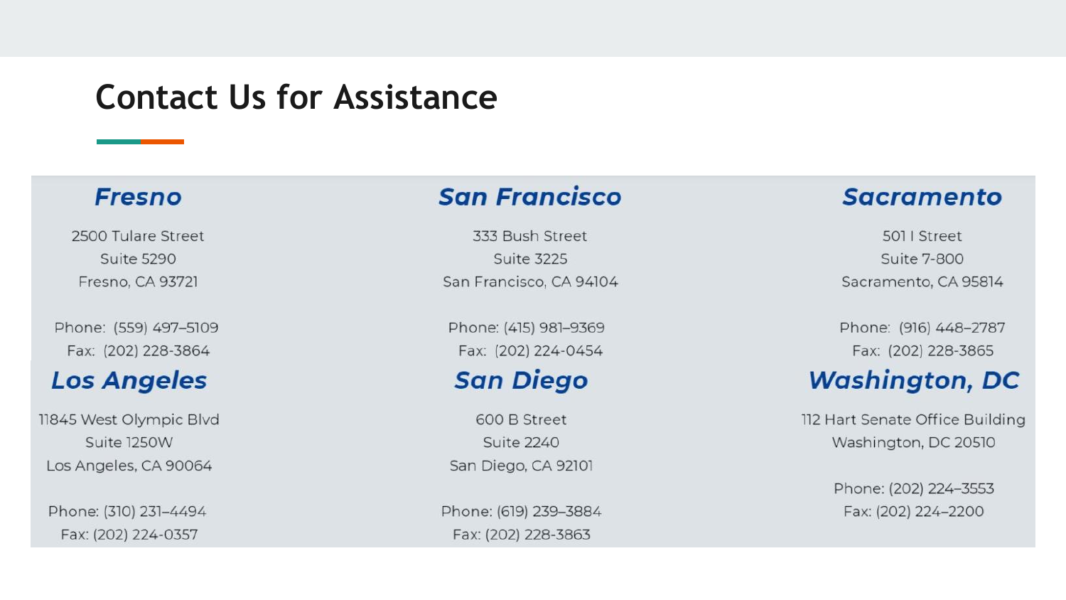# Contact Us for Assistance

### Fresno

2500 Tulare Street
Suite 5290
Fresno, CA 93721

Phone: (559) 497–5109
Fax: (202) 228-3864

### San Francisco

333 Bush Street
Suite 3225
San Francisco, CA 94104

Phone: (415) 981–9369
Fax: (202) 224-0454

### Sacramento

501 I Street
Suite 7-800
Sacramento, CA 95814

Phone: (916) 448–2787
Fax: (202) 228-3865

### Los Angeles

11845 West Olympic Blvd
Suite 1250W
Los Angeles, CA 90064

Phone: (310) 231–4494
Fax: (202) 224-0357

### San Diego

600 B Street
Suite 2240
San Diego, CA 92101

Phone: (619) 239–3884
Fax: (202) 228-3863

### Washington, DC

112 Hart Senate Office Building
Washington, DC 20510

Phone: (202) 224–3553
Fax: (202) 224–2200